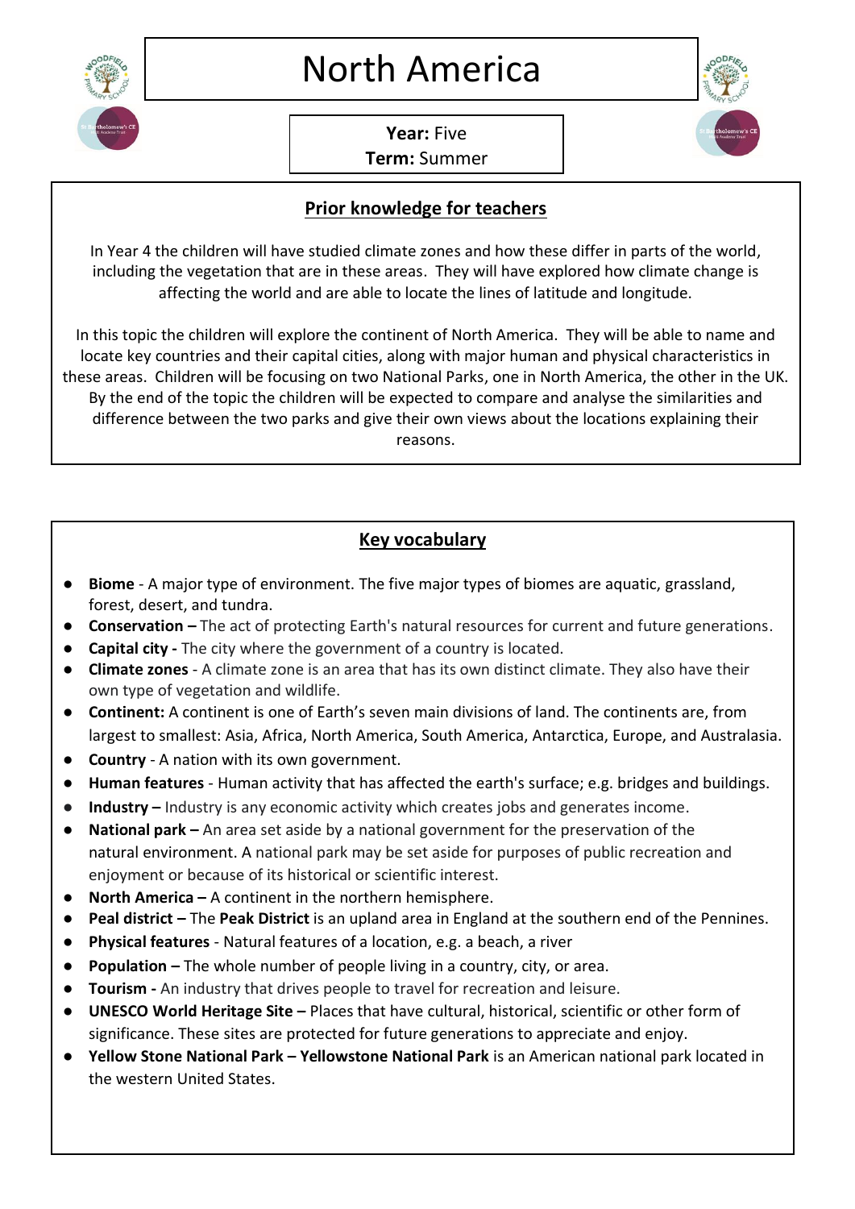# North America

**Year:** Five
**Term:** Summer

## Prior knowledge for teachers

In Year 4 the children will have studied climate zones and how these differ in parts of the world, including the vegetation that are in these areas. They will have explored how climate change is affecting the world and are able to locate the lines of latitude and longitude.

In this topic the children will explore the continent of North America. They will be able to name and locate key countries and their capital cities, along with major human and physical characteristics in these areas. Children will be focusing on two National Parks, one in North America, the other in the UK. By the end of the topic the children will be expected to compare and analyse the similarities and difference between the two parks and give their own views about the locations explaining their reasons.

## Key vocabulary

- **Biome** - A major type of environment. The five major types of biomes are aquatic, grassland, forest, desert, and tundra.
- **Conservation –** The act of protecting Earth's natural resources for current and future generations.
- **Capital city -** The city where the government of a country is located.
- **Climate zones** - A climate zone is an area that has its own distinct climate. They also have their own type of vegetation and wildlife.
- **Continent:** A continent is one of Earth's seven main divisions of land. The continents are, from largest to smallest: Asia, Africa, North America, South America, Antarctica, Europe, and Australasia.
- **Country** - A nation with its own government.
- **Human features** - Human activity that has affected the earth's surface; e.g. bridges and buildings.
- **Industry –** Industry is any economic activity which creates jobs and generates income.
- **National park –** An area set aside by a national government for the preservation of the natural environment. A national park may be set aside for purposes of public recreation and enjoyment or because of its historical or scientific interest.
- **North America –** A continent in the northern hemisphere.
- **Peal district –** The **Peak District** is an upland area in England at the southern end of the Pennines.
- **Physical features** - Natural features of a location, e.g. a beach, a river
- **Population –** The whole number of people living in a country, city, or area.
- **Tourism -** An industry that drives people to travel for recreation and leisure.
- **UNESCO World Heritage Site –** Places that have cultural, historical, scientific or other form of significance. These sites are protected for future generations to appreciate and enjoy.
- **Yellow Stone National Park – Yellowstone National Park** is an American national park located in the western United States.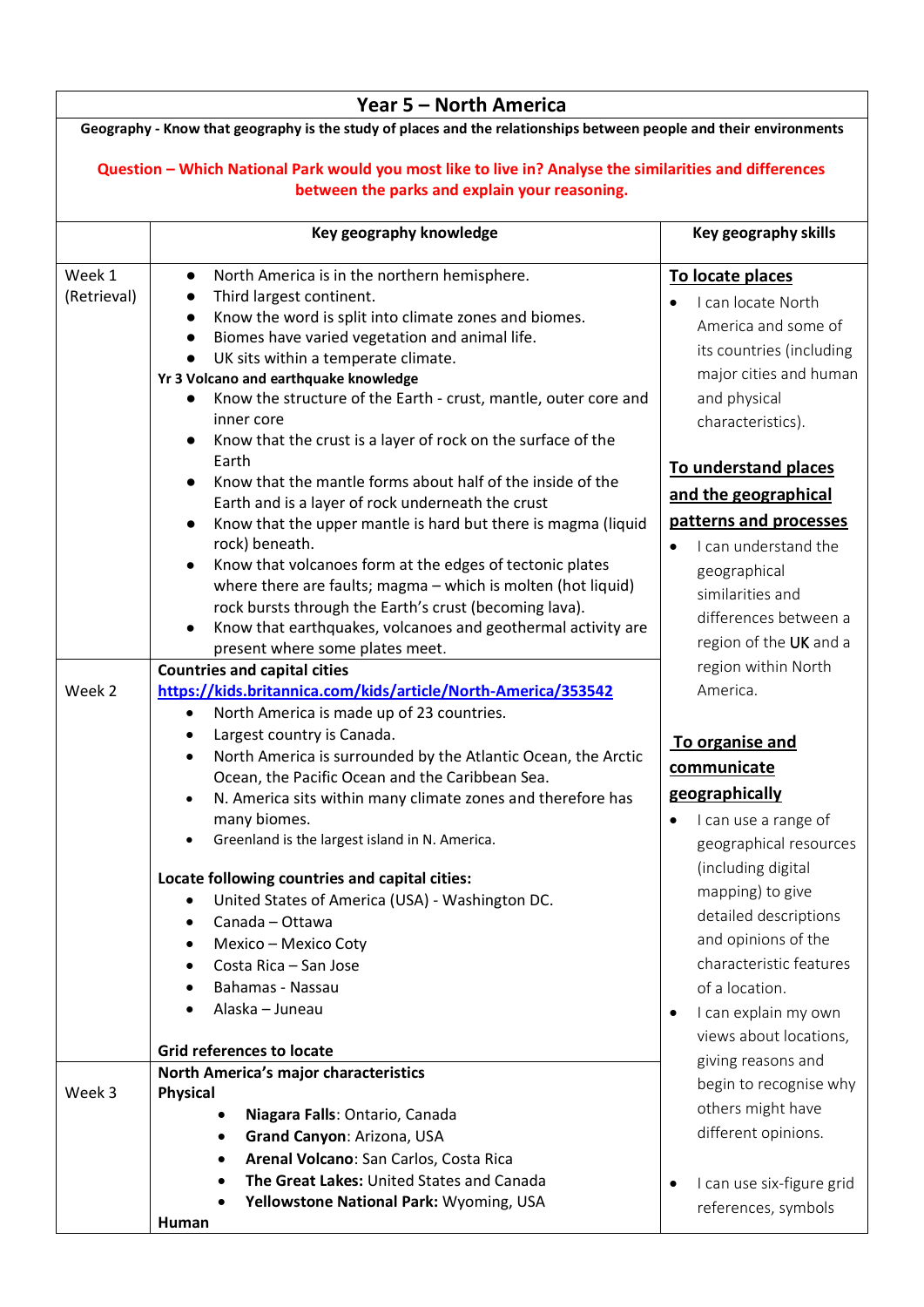# Year 5 – North America

**Geography - Know that geography is the study of places and the relationships between people and their environments**

**Question – Which National Park would you most like to live in? Analyse the similarities and differences between the parks and explain your reasoning.**

| | Key geography knowledge | Key geography skills |
|---|---|---|
| Week 1 (Retrieval) | <ul><li>North America is in the northern hemisphere.</li><li>Third largest continent.</li><li>Know the word is split into climate zones and biomes.</li><li>Biomes have varied vegetation and animal life.</li><li>UK sits within a temperate climate.</li></ul>**Yr 3 Volcano and earthquake knowledge**<ul><li>Know the structure of the Earth - crust, mantle, outer core and inner core</li><li>Know that the crust is a layer of rock on the surface of the Earth</li><li>Know that the mantle forms about half of the inside of the Earth and is a layer of rock underneath the crust</li><li>Know that the upper mantle is hard but there is magma (liquid rock) beneath.</li><li>Know that volcanoes form at the edges of tectonic plates where there are faults; magma – which is molten (hot liquid) rock bursts through the Earth's crust (becoming lava).</li><li>Know that earthquakes, volcanoes and geothermal activity are present where some plates meet.</li></ul> | **To locate places**<ul><li>I can locate North America and some of its countries (including major cities and human and physical characteristics).</li></ul>**To understand places and the geographical patterns and processes**<ul><li>I can understand the geographical similarities and differences between a region of the UK and a region within North America.</li></ul>**To organise and communicate geographically**<ul><li>I can use a range of geographical resources (including digital mapping) to give detailed descriptions and opinions of the characteristic features of a location.</li><li>I can explain my own views about locations, giving reasons and begin to recognise why others might have different opinions.</li><li>I can use six-figure grid references, symbols</li></ul> |
| Week 2 | **Countries and capital cities**<br>https://kids.britannica.com/kids/article/North-America/353542<ul><li>North America is made up of 23 countries.</li><li>Largest country is Canada.</li><li>North America is surrounded by the Atlantic Ocean, the Arctic Ocean, the Pacific Ocean and the Caribbean Sea.</li><li>N. America sits within many climate zones and therefore has many biomes.</li><li>Greenland is the largest island in N. America.</li></ul>**Locate following countries and capital cities:**<ul><li>United States of America (USA) - Washington DC.</li><li>Canada – Ottawa</li><li>Mexico – Mexico Coty</li><li>Costa Rica – San Jose</li><li>Bahamas - Nassau</li><li>Alaska – Juneau</li></ul>**Grid references to locate** | |
| Week 3 | **North America's major characteristics**<br>**Physical**<ul><li>**Niagara Falls**: Ontario, Canada</li><li>**Grand Canyon**: Arizona, USA</li><li>**Arenal Volcano**: San Carlos, Costa Rica</li><li>**The Great Lakes:** United States and Canada</li><li>**Yellowstone National Park:** Wyoming, USA</li></ul>**Human** | |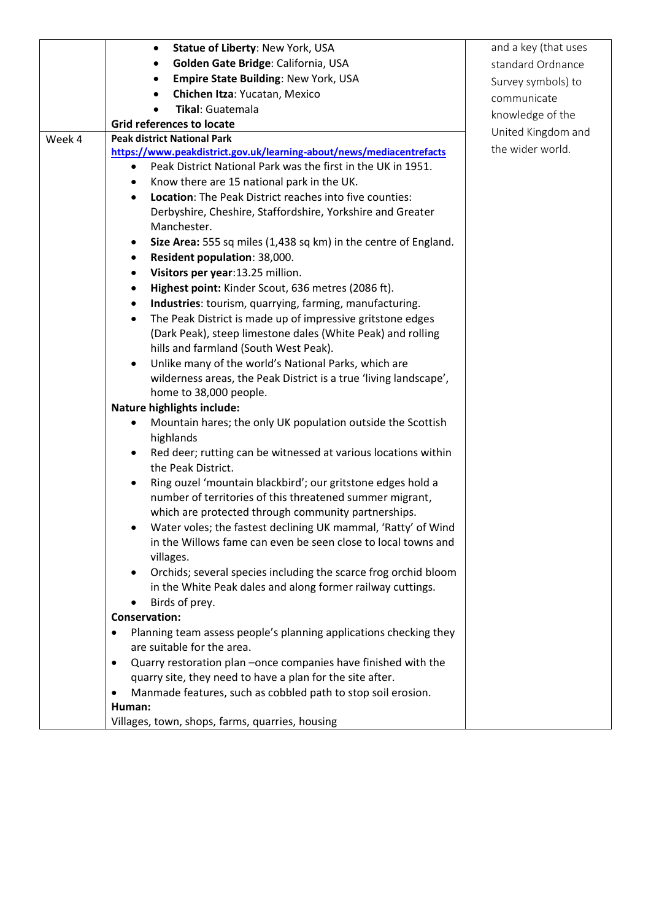| | | |
|---|---|---|
| | • **Statue of Liberty**: New York, USA<br>• **Golden Gate Bridge**: California, USA<br>• **Empire State Building**: New York, USA<br>• **Chichen Itza**: Yucatan, Mexico<br>• **Tikal**: Guatemala<br>**Grid references to locate** | and a key (that uses standard Ordnance Survey symbols) to communicate knowledge of the United Kingdom and the wider world. |
| Week 4 | **Peak district National Park**<br>**https://www.peakdistrict.gov.uk/learning-about/news/mediacentrefacts**<br>• Peak District National Park was the first in the UK in 1951.<br>• Know there are 15 national park in the UK.<br>• **Location**: The Peak District reaches into five counties: Derbyshire, Cheshire, Staffordshire, Yorkshire and Greater Manchester.<br>• **Size Area:** 555 sq miles (1,438 sq km) in the centre of England.<br>• **Resident population**: 38,000.<br>• **Visitors per year**:13.25 million.<br>• **Highest point:** Kinder Scout, 636 metres (2086 ft).<br>• **Industries**: tourism, quarrying, farming, manufacturing.<br>• The Peak District is made up of impressive gritstone edges (Dark Peak), steep limestone dales (White Peak) and rolling hills and farmland (South West Peak).<br>• Unlike many of the world's National Parks, which are wilderness areas, the Peak District is a true 'living landscape', home to 38,000 people.<br>**Nature highlights include:**<br>• Mountain hares; the only UK population outside the Scottish highlands<br>• Red deer; rutting can be witnessed at various locations within the Peak District.<br>• Ring ouzel 'mountain blackbird'; our gritstone edges hold a number of territories of this threatened summer migrant, which are protected through community partnerships.<br>• Water voles; the fastest declining UK mammal, 'Ratty' of Wind in the Willows fame can even be seen close to local towns and villages.<br>• Orchids; several species including the scarce frog orchid bloom in the White Peak dales and along former railway cuttings.<br>• Birds of prey.<br>**Conservation:**<br>• Planning team assess people's planning applications checking they are suitable for the area.<br>• Quarry restoration plan –once companies have finished with the quarry site, they need to have a plan for the site after.<br>• Manmade features, such as cobbled path to stop soil erosion.<br>**Human:**<br>Villages, town, shops, farms, quarries, housing | |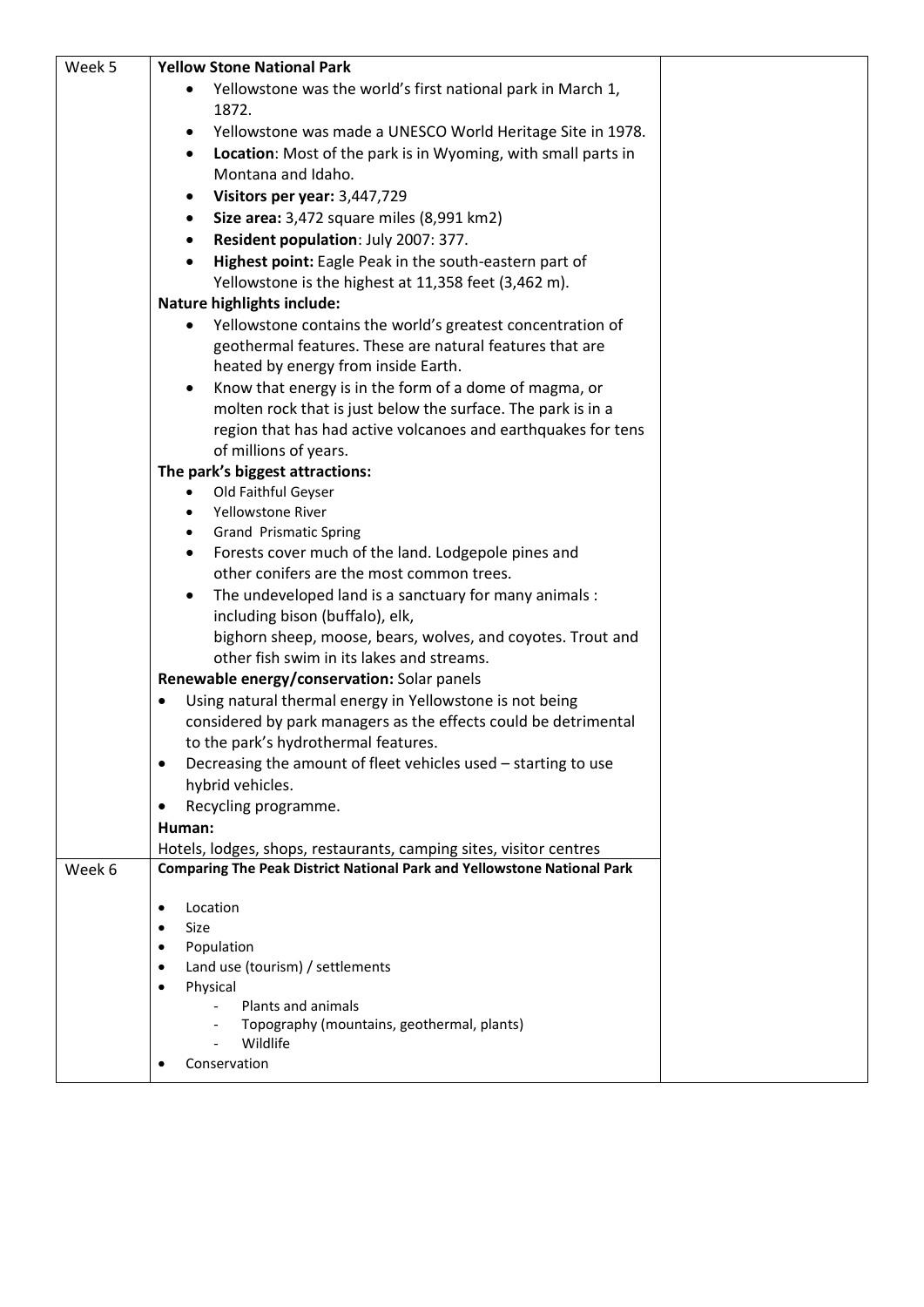| Week 5 | **Yellow Stone National Park**<br>• Yellowstone was the world's first national park in March 1, 1872.<br>• Yellowstone was made a UNESCO World Heritage Site in 1978.<br>• **Location**: Most of the park is in Wyoming, with small parts in Montana and Idaho.<br>• **Visitors per year:** 3,447,729<br>• **Size area:** 3,472 square miles (8,991 km2)<br>• **Resident population**: July 2007: 377.<br>• **Highest point:** Eagle Peak in the south-eastern part of Yellowstone is the highest at 11,358 feet (3,462 m).<br>**Nature highlights include:**<br>• Yellowstone contains the world's greatest concentration of geothermal features. These are natural features that are heated by energy from inside Earth.<br>• Know that energy is in the form of a dome of magma, or molten rock that is just below the surface. The park is in a region that has had active volcanoes and earthquakes for tens of millions of years.<br>**The park's biggest attractions:**<br>• Old Faithful Geyser<br>• Yellowstone River<br>• Grand Prismatic Spring<br>• Forests cover much of the land. Lodgepole pines and other conifers are the most common trees.<br>• The undeveloped land is a sanctuary for many animals : including bison (buffalo), elk, bighorn sheep, moose, bears, wolves, and coyotes. Trout and other fish swim in its lakes and streams.<br>**Renewable energy/conservation:** Solar panels<br>• Using natural thermal energy in Yellowstone is not being considered by park managers as the effects could be detrimental to the park's hydrothermal features.<br>• Decreasing the amount of fleet vehicles used – starting to use hybrid vehicles.<br>• Recycling programme.<br>**Human:**<br>Hotels, lodges, shops, restaurants, camping sites, visitor centres | |
|---|---|---|
| Week 6 | **Comparing The Peak District National Park and Yellowstone National Park**<br>• Location<br>• Size<br>• Population<br>• Land use (tourism) / settlements<br>• Physical<br>  - Plants and animals<br>  - Topography (mountains, geothermal, plants)<br>  - Wildlife<br>• Conservation | |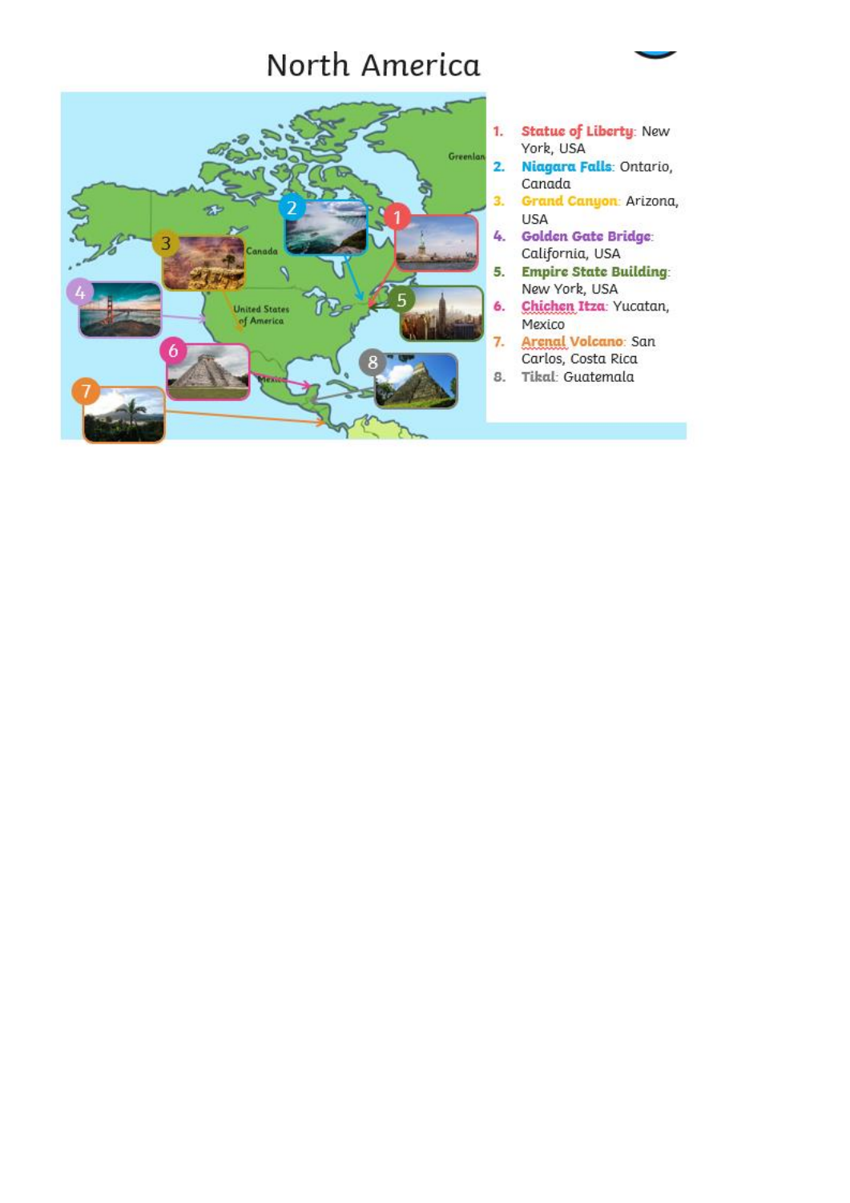# North America

1. **Statue of Liberty**: New York, USA
2. **Niagara Falls**: Ontario, Canada
3. **Grand Canyon**: Arizona, USA
4. **Golden Gate Bridge**: California, USA
5. **Empire State Building**: New York, USA
6. **Chichen Itza**: Yucatan, Mexico
7. **Arenal Volcano**: San Carlos, Costa Rica
8. **Tikal**: Guatemala